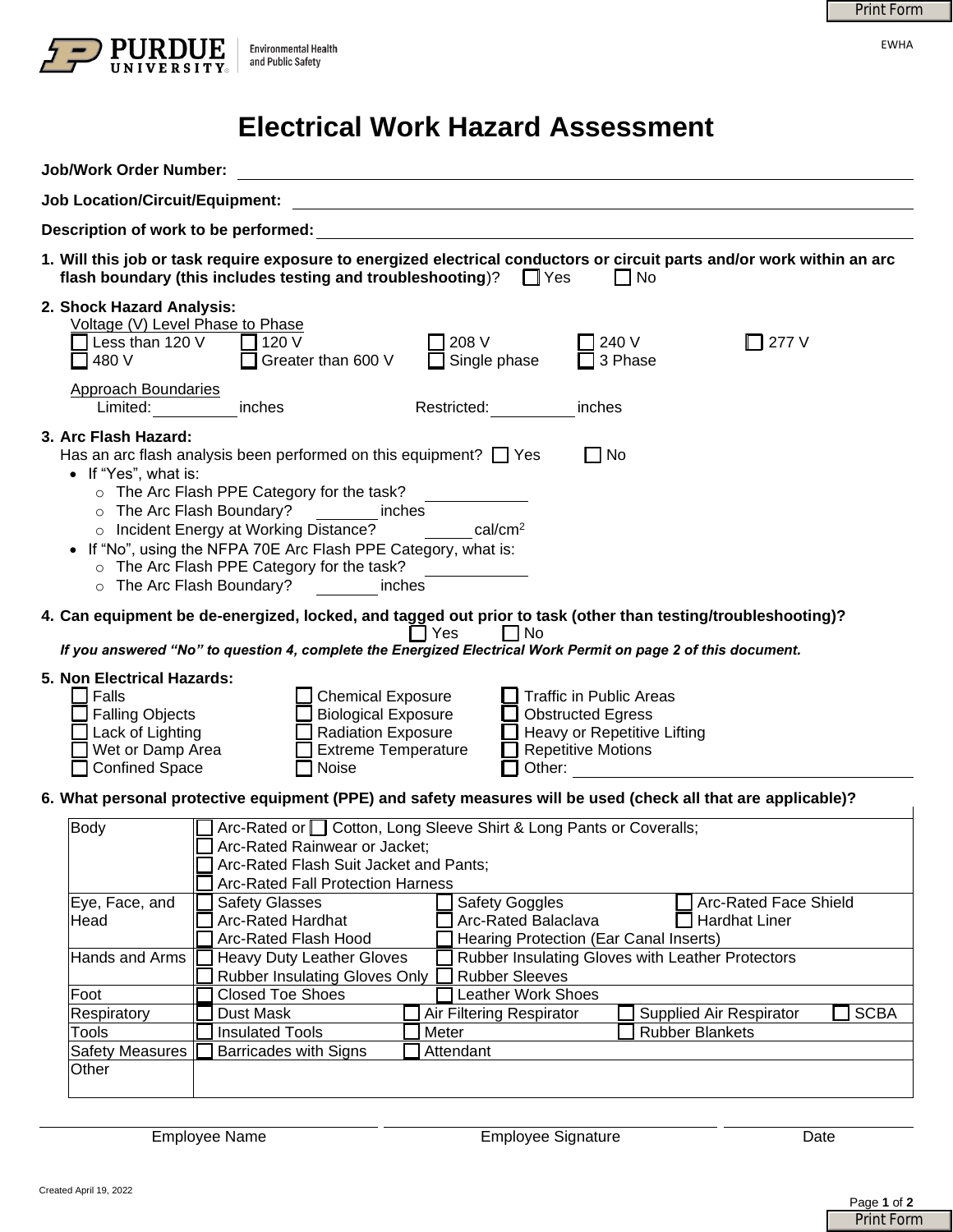Purdue University — Environmental Health and Public Safety

EWHA

# Electrical Work Hazard Assessment

**Job/Work Order Number:** ____________________

**Job Location/Circuit/Equipment:** ____________________

**Description of work to be performed:** ____________________

1. **Will this job or task require exposure to energized electrical conductors or circuit parts and/or work within an arc flash boundary (this includes testing and troubleshooting)?** ☐ Yes ☐ No

2. **Shock Hazard Analysis:**

   Voltage (V) Level Phase to Phase

   ☐ Less than 120 V ☐ 120 V ☐ 208 V ☐ 240 V ☐ 277 V
   ☐ 480 V ☐ Greater than 600 V ☐ Single phase ☐ 3 Phase

   Approach Boundaries

   Limited: ________ inches  Restricted: ________ inches

3. **Arc Flash Hazard:**

   Has an arc flash analysis been performed on this equipment? ☐ Yes ☐ No

   - If "Yes", what is:
     - The Arc Flash PPE Category for the task? ________
     - The Arc Flash Boundary? ________ inches
     - Incident Energy at Working Distance? ________ cal/cm$^2$
   - If "No", using the NFPA 70E Arc Flash PPE Category, what is:
     - The Arc Flash PPE Category for the task? ________
     - The Arc Flash Boundary? ________ inches

4. **Can equipment be de-energized, locked, and tagged out prior to task (other than testing/troubleshooting)?** ☐ Yes ☐ No

   ***If you answered "No" to question 4, complete the Energized Electrical Work Permit on page 2 of this document.***

5. **Non Electrical Hazards:**

   ☐ Falls ☐ Chemical Exposure ☐ Traffic in Public Areas
   ☐ Falling Objects ☐ Biological Exposure ☐ Obstructed Egress
   ☐ Lack of Lighting ☐ Radiation Exposure ☐ Heavy or Repetitive Lifting
   ☐ Wet or Damp Area ☐ Extreme Temperature ☐ Repetitive Motions
   ☐ Confined Space ☐ Noise ☐ Other: ____________________

6. **What personal protective equipment (PPE) and safety measures will be used (check all that are applicable)?**

| | |
|---|---|
| Body | ☐ Arc-Rated or ☐ Cotton, Long Sleeve Shirt & Long Pants or Coveralls;<br>☐ Arc-Rated Rainwear or Jacket;<br>☐ Arc-Rated Flash Suit Jacket and Pants;<br>☐ Arc-Rated Fall Protection Harness |
| Eye, Face, and Head | ☐ Safety Glasses ☐ Safety Goggles ☐ Arc-Rated Face Shield<br>☐ Arc-Rated Hardhat ☐ Arc-Rated Balaclava ☐ Hardhat Liner<br>☐ Arc-Rated Flash Hood ☐ Hearing Protection (Ear Canal Inserts) |
| Hands and Arms | ☐ Heavy Duty Leather Gloves ☐ Rubber Insulating Gloves with Leather Protectors<br>☐ Rubber Insulating Gloves Only ☐ Rubber Sleeves |
| Foot | ☐ Closed Toe Shoes ☐ Leather Work Shoes |
| Respiratory | ☐ Dust Mask ☐ Air Filtering Respirator ☐ Supplied Air Respirator ☐ SCBA |
| Tools | ☐ Insulated Tools ☐ Meter ☐ Rubber Blankets |
| Safety Measures | ☐ Barricades with Signs ☐ Attendant |
| Other | |

| Employee Name | Employee Signature | Date |
|---|---|---|
| | | |

Created April 19, 2022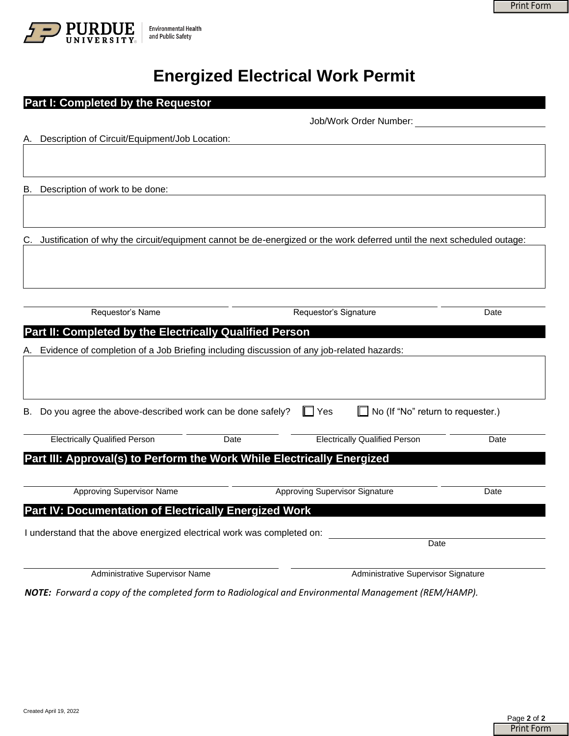# Energized Electrical Work Permit

## Part I: Completed by the Requestor

Job/Work Order Number: ______________________

A. Description of Circuit/Equipment/Job Location:

B. Description of work to be done:

C. Justification of why the circuit/equipment cannot be de-energized or the work deferred until the next scheduled outage:

| Requestor's Name | Requestor's Signature | Date |
| --- | --- | --- |
| | | |

## Part II: Completed by the Electrically Qualified Person

A. Evidence of completion of a Job Briefing including discussion of any job-related hazards:

B. Do you agree the above-described work can be done safely? ☐ Yes ☐ No (If "No" return to requester.)

| Electrically Qualified Person | Date | Electrically Qualified Person | Date |
| --- | --- | --- | --- |
| | | | |

## Part III: Approval(s) to Perform the Work While Electrically Energized

| Approving Supervisor Name | Approving Supervisor Signature | Date |
| --- | --- | --- |
| | | |

## Part IV: Documentation of Electrically Energized Work

I understand that the above energized electrical work was completed on: ______________________ Date

| Administrative Supervisor Name | Administrative Supervisor Signature |
| --- | --- |
| | |

***NOTE:*** *Forward a copy of the completed form to Radiological and Environmental Management (REM/HAMP).*

Created April 19, 2022